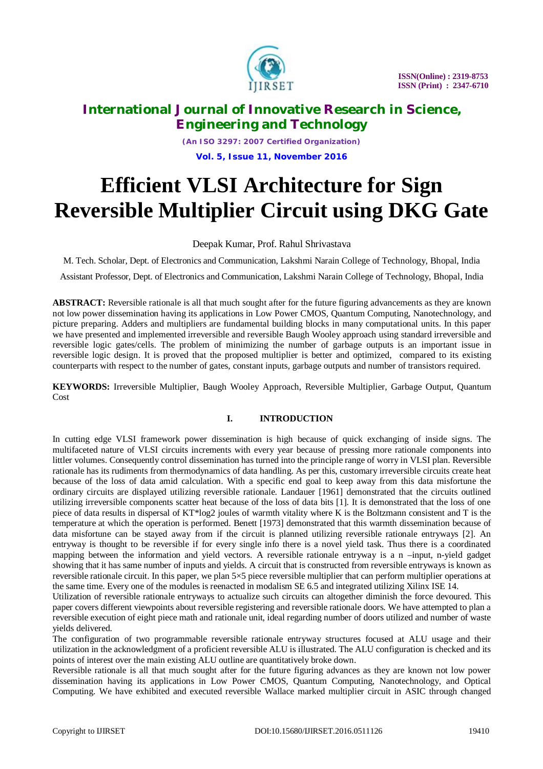# Efficient VLSI Architecture for Sign Reversible Multiplier Circuit using DKG Gate

Deepak Kumar, Prof. Rahul Shrivastava

M. Tech. Scholar, Dept. of Electronics and Communication, Lakshmi Narain College of Technology, Bhopal, India

Assistant Professor, Dept. of Electronics and Communication, Lakshmi Narain College of Technology, Bhopal, India

**ABSTRACT:** Reversible rationale is all that much sought after for the future figuring advancements as they are known not low power dissemination having its applications in Low Power CMOS, Quantum Computing, Nanotechnology, and picture preparing. Adders and multipliers are fundamental building blocks in many computational units. In this paper we have presented and implemented irreversible and reversible Baugh Wooley approach using standard irreversible and reversible logic gates/cells. The problem of minimizing the number of garbage outputs is an important issue in reversible logic design. It is proved that the proposed multiplier is better and optimized, compared to its existing counterparts with respect to the number of gates, constant inputs, garbage outputs and number of transistors required.

**KEYWORDS:** Irreversible Multiplier, Baugh Wooley Approach, Reversible Multiplier, Garbage Output, Quantum Cost

## I. INTRODUCTION

In cutting edge VLSI framework power dissemination is high because of quick exchanging of inside signs. The multifaceted nature of VLSI circuits increments with every year because of pressing more rationale components into littler volumes. Consequently control dissemination has turned into the principle range of worry in VLSI plan. Reversible rationale has its rudiments from thermodynamics of data handling. As per this, customary irreversible circuits create heat because of the loss of data amid calculation. With a specific end goal to keep away from this data misfortune the ordinary circuits are displayed utilizing reversible rationale. Landauer [1961] demonstrated that the circuits outlined utilizing irreversible components scatter heat because of the loss of data bits [1]. It is demonstrated that the loss of one piece of data results in dispersal of KT*log2 joules of warmth vitality where K is the Boltzmann consistent and T is the temperature at which the operation is performed. Benett [1973] demonstrated that this warmth dissemination because of data misfortune can be stayed away from if the circuit is planned utilizing reversible rationale entryways [2]. An entryway is thought to be reversible if for every single info there is a novel yield task. Thus there is a coordinated mapping between the information and yield vectors. A reversible rationale entryway is a n –input, n-yield gadget showing that it has same number of inputs and yields. A circuit that is constructed from reversible entryways is known as reversible rationale circuit. In this paper, we plan 5×5 piece reversible multiplier that can perform multiplier operations at the same time. Every one of the modules is reenacted in modalism SE 6.5 and integrated utilizing Xilinx ISE 14.

Utilization of reversible rationale entryways to actualize such circuits can altogether diminish the force devoured. This paper covers different viewpoints about reversible registering and reversible rationale doors. We have attempted to plan a reversible execution of eight piece math and rationale unit, ideal regarding number of doors utilized and number of waste yields delivered.

The configuration of two programmable reversible rationale entryway structures focused at ALU usage and their utilization in the acknowledgment of a proficient reversible ALU is illustrated. The ALU configuration is checked and its points of interest over the main existing ALU outline are quantitatively broke down.

Reversible rationale is all that much sought after for the future figuring advances as they are known not low power dissemination having its applications in Low Power CMOS, Quantum Computing, Nanotechnology, and Optical Computing. We have exhibited and executed reversible Wallace marked multiplier circuit in ASIC through changed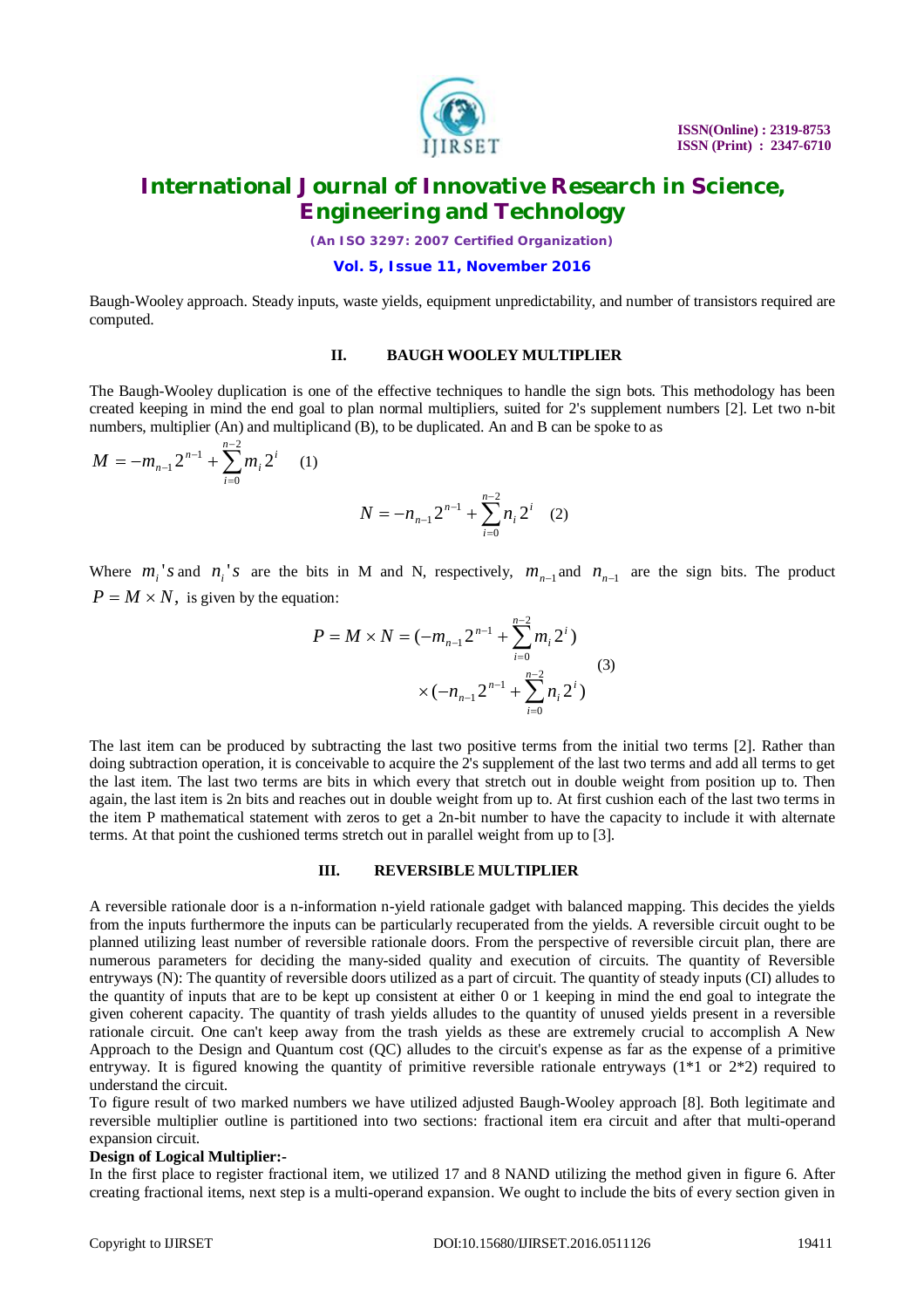Baugh-Wooley approach. Steady inputs, waste yields, equipment unpredictability, and number of transistors required are computed.

## II. BAUGH WOOLEY MULTIPLIER

The Baugh-Wooley duplication is one of the effective techniques to handle the sign bots. This methodology has been created keeping in mind the end goal to plan normal multipliers, suited for 2's supplement numbers [2]. Let two n-bit numbers, multiplier (An) and multiplicand (B), to be duplicated. An and B can be spoke to as

$$M = -m_{n-1}2^{n-1} + \sum_{i=0}^{n-2} m_i 2^i \quad (1)$$

$$N = -n_{n-1}2^{n-1} + \sum_{i=0}^{n-2} n_i 2^i \quad (2)$$

Where $m_i$'s and $n_i$'s are the bits in M and N, respectively, $m_{n-1}$ and $n_{n-1}$ are the sign bits. The product $P = M \times N$, is given by the equation:

$$P = M \times N = (-m_{n-1}2^{n-1} + \sum_{i=0}^{n-2} m_i 2^i) \times (-n_{n-1}2^{n-1} + \sum_{i=0}^{n-2} n_i 2^i) \quad (3)$$

The last item can be produced by subtracting the last two positive terms from the initial two terms [2]. Rather than doing subtraction operation, it is conceivable to acquire the 2's supplement of the last two terms and add all terms to get the last item. The last two terms are bits in which every that stretch out in double weight from position up to. Then again, the last item is 2n bits and reaches out in double weight from up to. At first cushion each of the last two terms in the item P mathematical statement with zeros to get a 2n-bit number to have the capacity to include it with alternate terms. At that point the cushioned terms stretch out in parallel weight from up to [3].

## III. REVERSIBLE MULTIPLIER

A reversible rationale door is a n-information n-yield rationale gadget with balanced mapping. This decides the yields from the inputs furthermore the inputs can be particularly recuperated from the yields. A reversible circuit ought to be planned utilizing least number of reversible rationale doors. From the perspective of reversible circuit plan, there are numerous parameters for deciding the many-sided quality and execution of circuits. The quantity of Reversible entryways (N): The quantity of reversible doors utilized as a part of circuit. The quantity of steady inputs (CI) alludes to the quantity of inputs that are to be kept up consistent at either 0 or 1 keeping in mind the end goal to integrate the given coherent capacity. The quantity of trash yields alludes to the quantity of unused yields present in a reversible rationale circuit. One can't keep away from the trash yields as these are extremely crucial to accomplish A New Approach to the Design and Quantum cost (QC) alludes to the circuit's expense as far as the expense of a primitive entryway. It is figured knowing the quantity of primitive reversible rationale entryways (1*1 or 2*2) required to understand the circuit.

To figure result of two marked numbers we have utilized adjusted Baugh-Wooley approach [8]. Both legitimate and reversible multiplier outline is partitioned into two sections: fractional item era circuit and after that multi-operand expansion circuit.

**Design of Logical Multiplier:-**

In the first place to register fractional item, we utilized 17 and 8 NAND utilizing the method given in figure 6. After creating fractional items, next step is a multi-operand expansion. We ought to include the bits of every section given in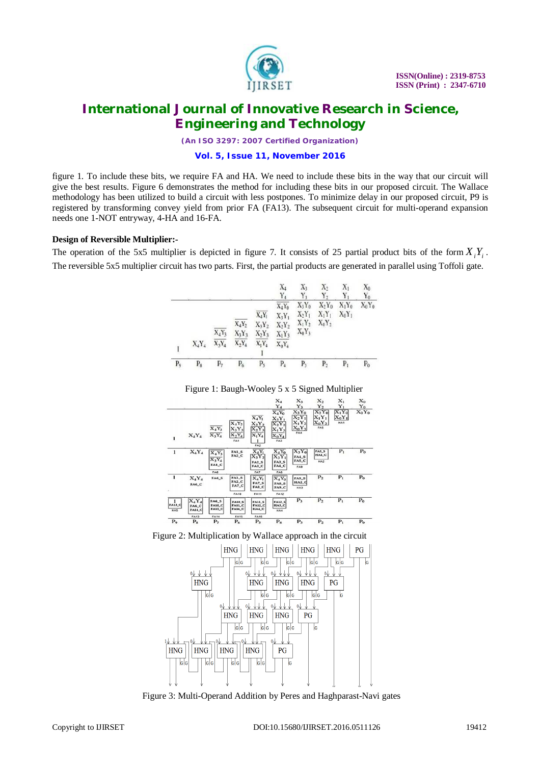figure 1. To include these bits, we require FA and HA. We need to include these bits in the way that our circuit will give the best results. Figure 6 demonstrates the method for including these bits in our proposed circuit. The Wallace methodology has been utilized to build a circuit with less postpones. To minimize delay in our proposed circuit, P9 is registered by transforming convey yield from prior FA (FA13). The subsequent circuit for multi-operand expansion needs one 1-NOT entryway, 4-HA and 16-FA.

**Design of Reversible Multiplier:-**

The operation of the 5x5 multiplier is depicted in figure 7. It consists of 25 partial product bits of the form $X_iY_i$. The reversible 5x5 multiplier circuit has two parts. First, the partial products are generated in parallel using Toffoli gate.

Figure 1: Baugh-Wooley 5 x 5 Signed Multiplier

Figure 2: Multiplication by Wallace approach in the circuit

Figure 3: Multi-Operand Addition by Peres and Haghparast-Navi gates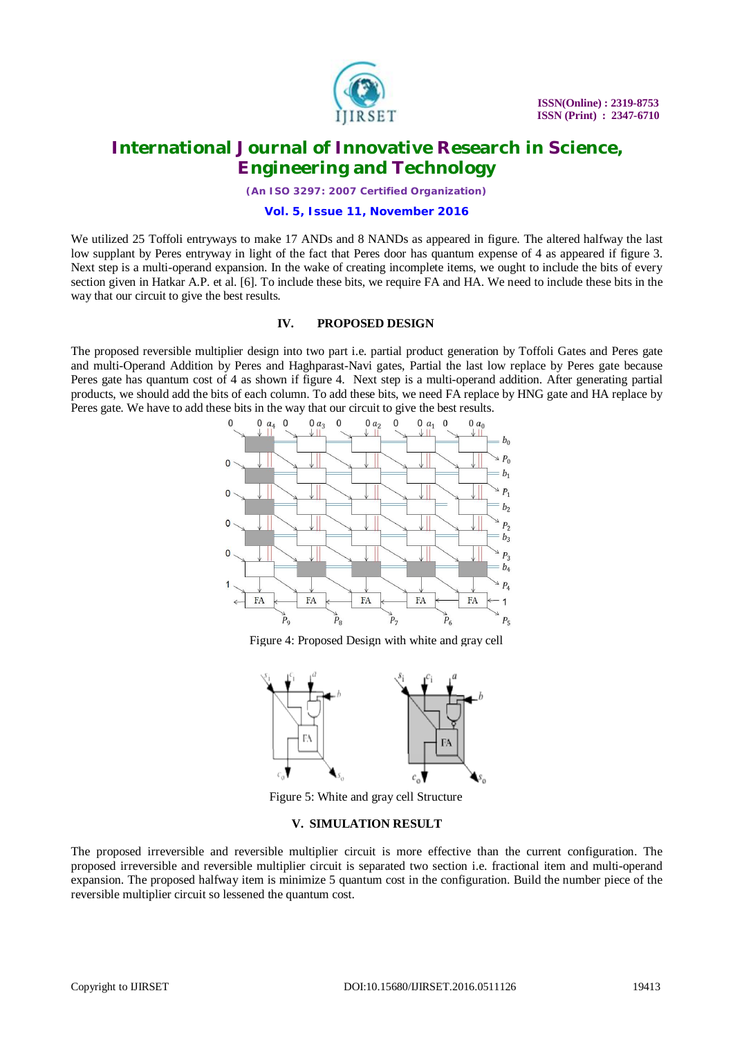We utilized 25 Toffoli entryways to make 17 ANDs and 8 NANDs as appeared in figure. The altered halfway the last low supplant by Peres entryway in light of the fact that Peres door has quantum expense of 4 as appeared if figure 3. Next step is a multi-operand expansion. In the wake of creating incomplete items, we ought to include the bits of every section given in Hatkar A.P. et al. [6]. To include these bits, we require FA and HA. We need to include these bits in the way that our circuit to give the best results.

## IV. PROPOSED DESIGN

The proposed reversible multiplier design into two part i.e. partial product generation by Toffoli Gates and Peres gate and multi-Operand Addition by Peres and Haghparast-Navi gates, Partial the last low replace by Peres gate because Peres gate has quantum cost of 4 as shown if figure 4. Next step is a multi-operand addition. After generating partial products, we should add the bits of each column. To add these bits, we need FA replace by HNG gate and HA replace by Peres gate. We have to add these bits in the way that our circuit to give the best results.

Figure 4: Proposed Design with white and gray cell

Figure 5: White and gray cell Structure

## V. SIMULATION RESULT

The proposed irreversible and reversible multiplier circuit is more effective than the current configuration. The proposed irreversible and reversible multiplier circuit is separated two section i.e. fractional item and multi-operand expansion. The proposed halfway item is minimize 5 quantum cost in the configuration. Build the number piece of the reversible multiplier circuit so lessened the quantum cost.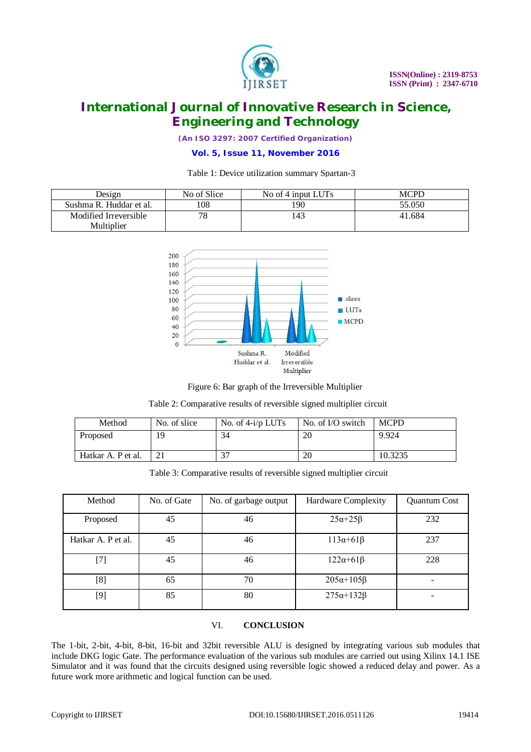Table 1: Device utilization summary Spartan-3

| Design | No of Slice | No of 4 input LUTs | MCPD |
| --- | --- | --- | --- |
| Sushma R. Huddar et al. | 108 | 190 | 55.050 |
| Modified Irreversible Multiplier | 78 | 143 | 41.684 |

Figure 6: Bar graph of the Irreversible Multiplier

Table 2: Comparative results of reversible signed multiplier circuit

| Method | No. of slice | No. of 4-i/p LUTs | No. of I/O switch | MCPD |
| --- | --- | --- | --- | --- |
| Proposed | 19 | 34 | 20 | 9.924 |
| Hatkar A. P et al. | 21 | 37 | 20 | 10.3235 |

Table 3: Comparative results of reversible signed multiplier circuit

| Method | No. of Gate | No. of garbage output | Hardware Complexity | Quantum Cost |
| --- | --- | --- | --- | --- |
| Proposed | 45 | 46 | $25\alpha+25\beta$ | 232 |
| Hatkar A. P et al. | 45 | 46 | $113\alpha+61\beta$ | 237 |
| [7] | 45 | 46 | $122\alpha+61\beta$ | 228 |
| [8] | 65 | 70 | $205\alpha+105\beta$ | - |
| [9] | 85 | 80 | $275\alpha+132\beta$ | - |

## VI. CONCLUSION

The 1-bit, 2-bit, 4-bit, 8-bit, 16-bit and 32bit reversible ALU is designed by integrating various sub modules that include DKG logic Gate. The performance evaluation of the various sub modules are carried out using Xilinx 14.1 ISE Simulator and it was found that the circuits designed using reversible logic showed a reduced delay and power. As a future work more arithmetic and logical function can be used.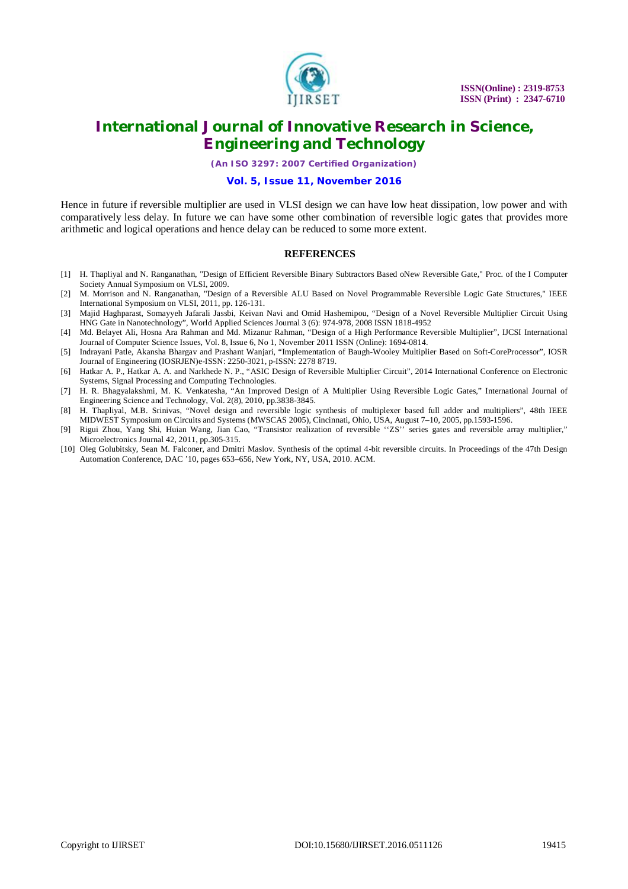Hence in future if reversible multiplier are used in VLSI design we can have low heat dissipation, low power and with comparatively less delay. In future we can have some other combination of reversible logic gates that provides more arithmetic and logical operations and hence delay can be reduced to some more extent.

## REFERENCES

[1] H. Thapliyal and N. Ranganathan, "Design of Efficient Reversible Binary Subtractors Based oNew Reversible Gate," Proc. of the I Computer Society Annual Symposium on VLSI, 2009.

[2] M. Morrison and N. Ranganathan, "Design of a Reversible ALU Based on Novel Programmable Reversible Logic Gate Structures," IEEE International Symposium on VLSI, 2011, pp. 126-131.

[3] Majid Haghparast, Somayyeh Jafarali Jassbi, Keivan Navi and Omid Hashemipou, "Design of a Novel Reversible Multiplier Circuit Using HNG Gate in Nanotechnology", World Applied Sciences Journal 3 (6): 974-978, 2008 ISSN 1818-4952

[4] Md. Belayet Ali, Hosna Ara Rahman and Md. Mizanur Rahman, "Design of a High Performance Reversible Multiplier", IJCSI International Journal of Computer Science Issues, Vol. 8, Issue 6, No 1, November 2011 ISSN (Online): 1694-0814.

[5] Indrayani Patle, Akansha Bhargav and Prashant Wanjari, "Implementation of Baugh-Wooley Multiplier Based on Soft-CoreProcessor", IOSR Journal of Engineering (IOSRJEN)e-ISSN: 2250-3021, p-ISSN: 2278 8719.

[6] Hatkar A. P., Hatkar A. A. and Narkhede N. P., "ASIC Design of Reversible Multiplier Circuit", 2014 International Conference on Electronic Systems, Signal Processing and Computing Technologies.

[7] H. R. Bhagyalakshmi, M. K. Venkatesha, "An Improved Design of A Multiplier Using Reversible Logic Gates," International Journal of Engineering Science and Technology, Vol. 2(8), 2010, pp.3838-3845.

[8] H. Thapliyal, M.B. Srinivas, "Novel design and reversible logic synthesis of multiplexer based full adder and multipliers", 48th IEEE MIDWEST Symposium on Circuits and Systems (MWSCAS 2005), Cincinnati, Ohio, USA, August 7–10, 2005, pp.1593-1596.

[9] Rigui Zhou, Yang Shi, Huian Wang, Jian Cao, "Transistor realization of reversible ''ZS'' series gates and reversible array multiplier," Microelectronics Journal 42, 2011, pp.305-315.

[10] Oleg Golubitsky, Sean M. Falconer, and Dmitri Maslov. Synthesis of the optimal 4-bit reversible circuits. In Proceedings of the 47th Design Automation Conference, DAC '10, pages 653–656, New York, NY, USA, 2010. ACM.